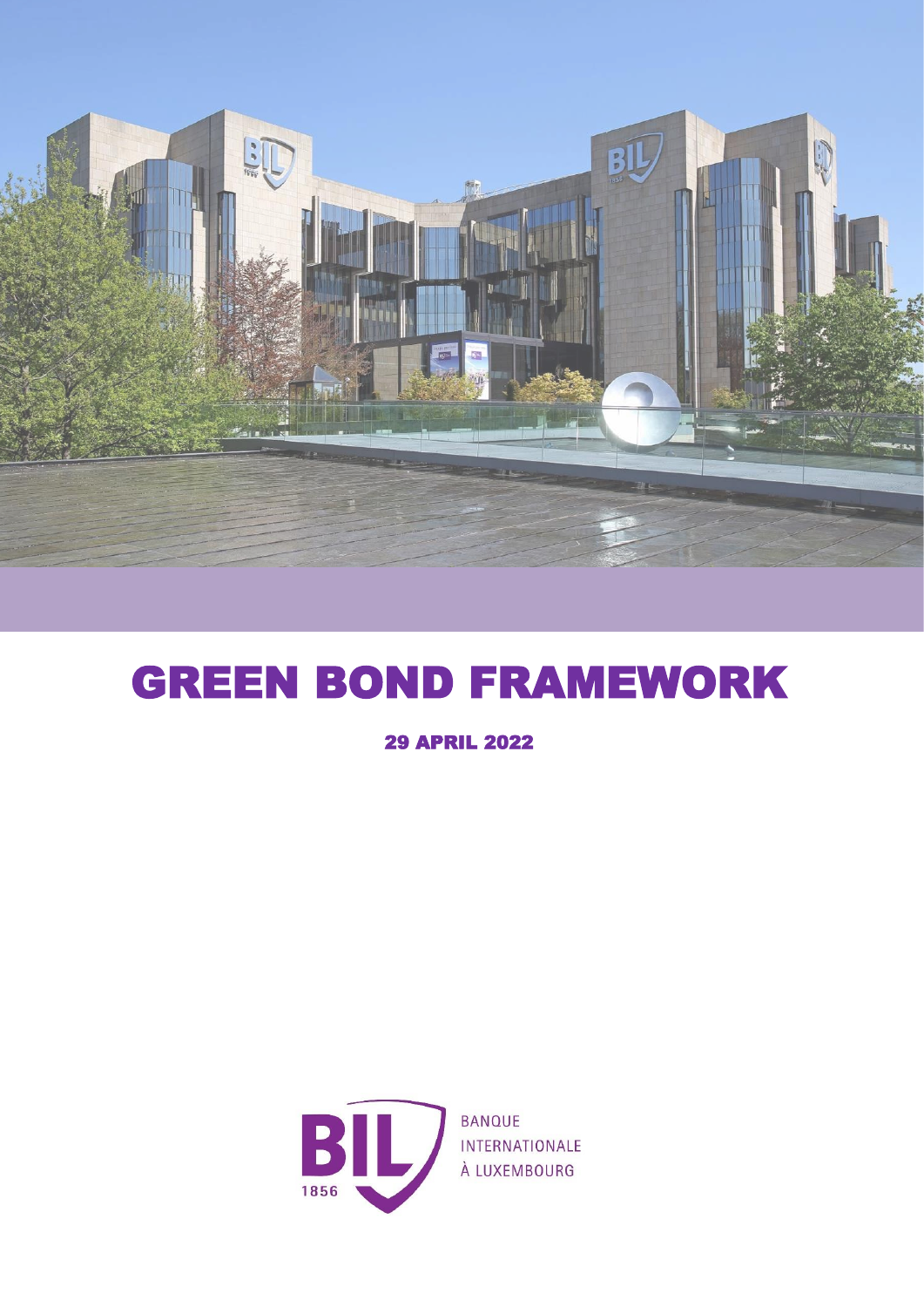# GREEN BOND FRAMEWORK

29 APRIL 2022

BANQUE INTERNATIONALE À LUXEMBOURG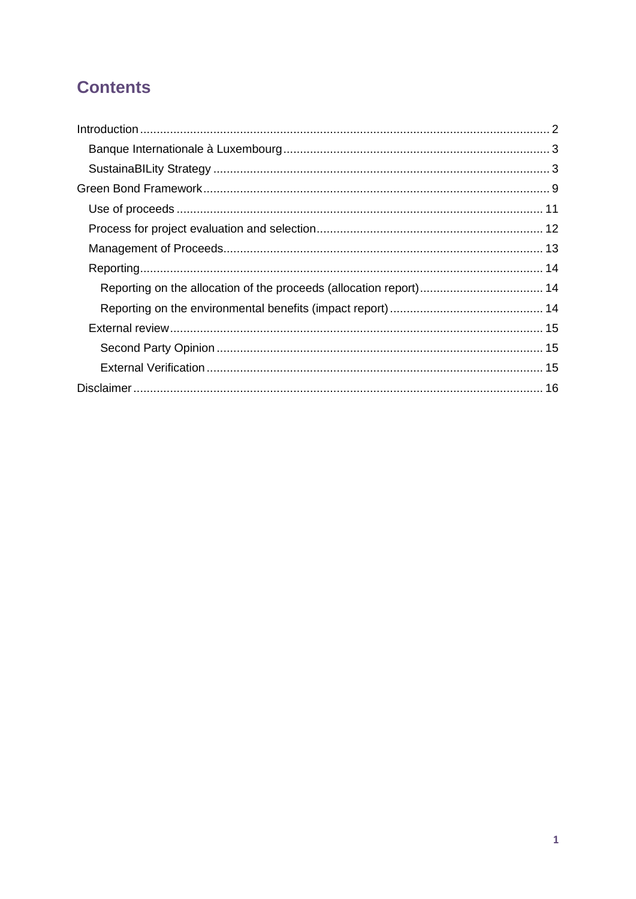# Contents

- Introduction ... 2
  - Banque Internationale à Luxembourg ... 3
  - SustainaBILity Strategy ... 3
- Green Bond Framework ... 9
  - Use of proceeds ... 11
  - Process for project evaluation and selection ... 12
  - Management of Proceeds ... 13
  - Reporting ... 14
    - Reporting on the allocation of the proceeds (allocation report) ... 14
    - Reporting on the environmental benefits (impact report) ... 14
  - External review ... 15
    - Second Party Opinion ... 15
    - External Verification ... 15
- Disclaimer ... 16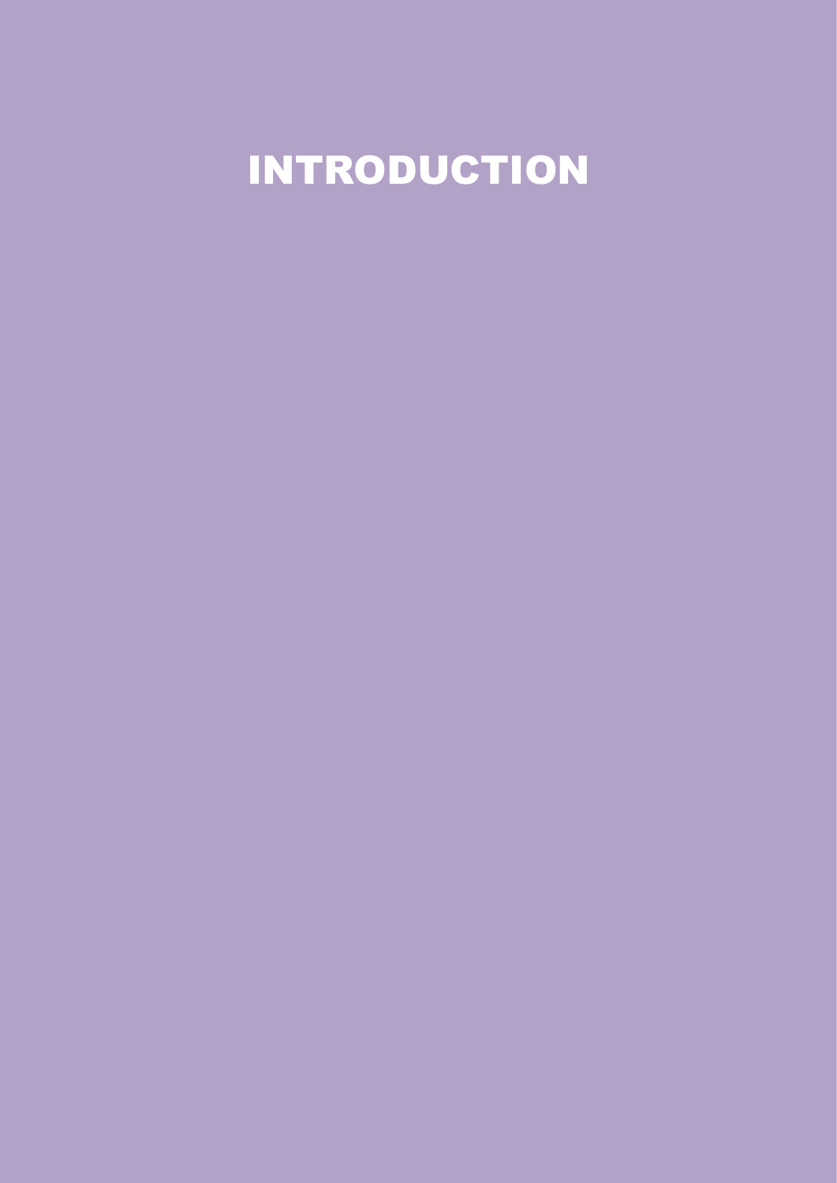# INTRODUCTION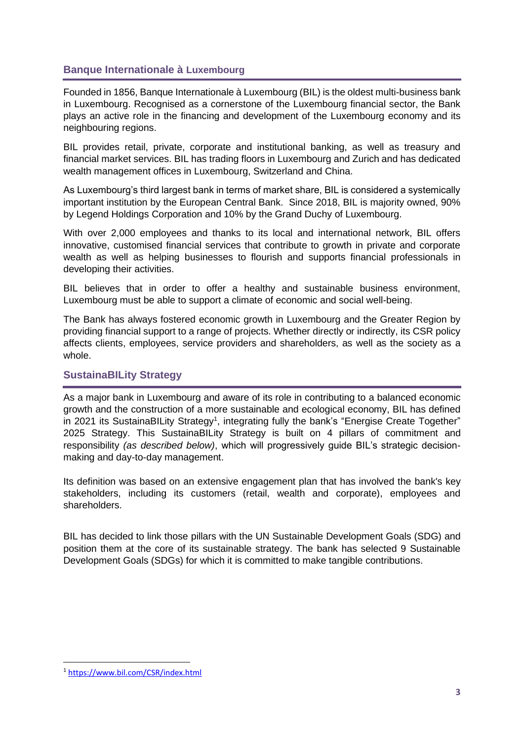## Banque Internationale à Luxembourg

Founded in 1856, Banque Internationale à Luxembourg (BIL) is the oldest multi-business bank in Luxembourg. Recognised as a cornerstone of the Luxembourg financial sector, the Bank plays an active role in the financing and development of the Luxembourg economy and its neighbouring regions.

BIL provides retail, private, corporate and institutional banking, as well as treasury and financial market services. BIL has trading floors in Luxembourg and Zurich and has dedicated wealth management offices in Luxembourg, Switzerland and China.

As Luxembourg's third largest bank in terms of market share, BIL is considered a systemically important institution by the European Central Bank. Since 2018, BIL is majority owned, 90% by Legend Holdings Corporation and 10% by the Grand Duchy of Luxembourg.

With over 2,000 employees and thanks to its local and international network, BIL offers innovative, customised financial services that contribute to growth in private and corporate wealth as well as helping businesses to flourish and supports financial professionals in developing their activities.

BIL believes that in order to offer a healthy and sustainable business environment, Luxembourg must be able to support a climate of economic and social well-being.

The Bank has always fostered economic growth in Luxembourg and the Greater Region by providing financial support to a range of projects. Whether directly or indirectly, its CSR policy affects clients, employees, service providers and shareholders, as well as the society as a whole.

## SustainaBILity Strategy

As a major bank in Luxembourg and aware of its role in contributing to a balanced economic growth and the construction of a more sustainable and ecological economy, BIL has defined in 2021 its SustainaBILity Strategy[1], integrating fully the bank's "Energise Create Together" 2025 Strategy. This SustainaBILity Strategy is built on 4 pillars of commitment and responsibility *(as described below)*, which will progressively guide BIL's strategic decision-making and day-to-day management.

Its definition was based on an extensive engagement plan that has involved the bank's key stakeholders, including its customers (retail, wealth and corporate), employees and shareholders.

BIL has decided to link those pillars with the UN Sustainable Development Goals (SDG) and position them at the core of its sustainable strategy. The bank has selected 9 Sustainable Development Goals (SDGs) for which it is committed to make tangible contributions.

---

[1] https://www.bil.com/CSR/index.html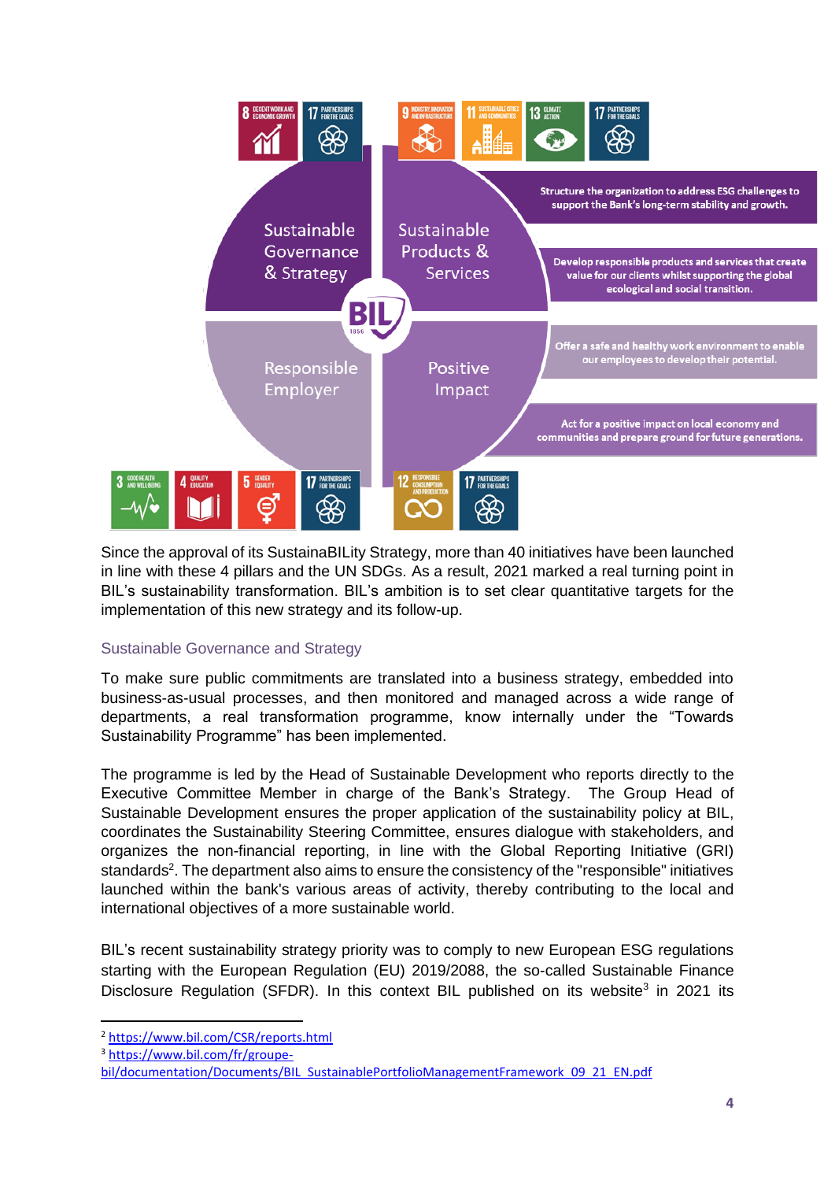Sustainable Governance & Strategy

Sustainable Products & Services

Responsible Employer

Positive Impact

Structure the organization to address ESG challenges to support the Bank's long-term stability and growth.

Develop responsible products and services that create value for our clients whilst supporting the global ecological and social transition.

Offer a safe and healthy work environment to enable our employees to develop their potential.

Act for a positive impact on local economy and communities and prepare ground for future generations.

Since the approval of its SustainaBILity Strategy, more than 40 initiatives have been launched in line with these 4 pillars and the UN SDGs. As a result, 2021 marked a real turning point in BIL's sustainability transformation. BIL's ambition is to set clear quantitative targets for the implementation of this new strategy and its follow-up.

### Sustainable Governance and Strategy

To make sure public commitments are translated into a business strategy, embedded into business-as-usual processes, and then monitored and managed across a wide range of departments, a real transformation programme, know internally under the "Towards Sustainability Programme" has been implemented.

The programme is led by the Head of Sustainable Development who reports directly to the Executive Committee Member in charge of the Bank's Strategy. The Group Head of Sustainable Development ensures the proper application of the sustainability policy at BIL, coordinates the Sustainability Steering Committee, ensures dialogue with stakeholders, and organizes the non-financial reporting, in line with the Global Reporting Initiative (GRI) standards[2]. The department also aims to ensure the consistency of the "responsible" initiatives launched within the bank's various areas of activity, thereby contributing to the local and international objectives of a more sustainable world.

BIL's recent sustainability strategy priority was to comply to new European ESG regulations starting with the European Regulation (EU) 2019/2088, the so-called Sustainable Finance Disclosure Regulation (SFDR). In this context BIL published on its website[3] in 2021 its

---

[2] https://www.bil.com/CSR/reports.html

[3] https://www.bil.com/fr/groupe-bil/documentation/Documents/BIL_SustainablePortfolioManagementFramework_09_21_EN.pdf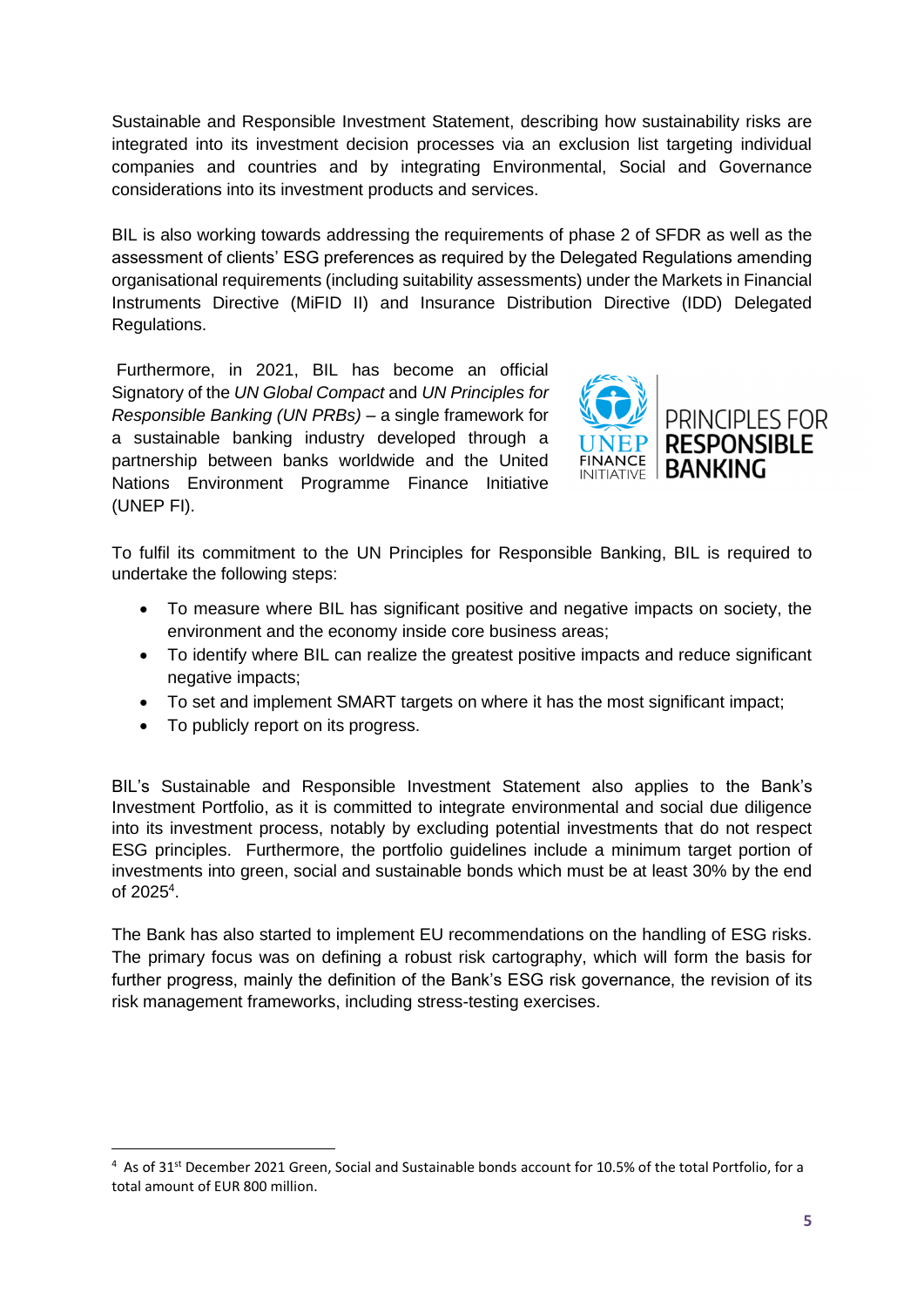Sustainable and Responsible Investment Statement, describing how sustainability risks are integrated into its investment decision processes via an exclusion list targeting individual companies and countries and by integrating Environmental, Social and Governance considerations into its investment products and services.

BIL is also working towards addressing the requirements of phase 2 of SFDR as well as the assessment of clients' ESG preferences as required by the Delegated Regulations amending organisational requirements (including suitability assessments) under the Markets in Financial Instruments Directive (MiFID II) and Insurance Distribution Directive (IDD) Delegated Regulations.

Furthermore, in 2021, BIL has become an official Signatory of the *UN Global Compact* and *UN Principles for Responsible Banking (UN PRBs)* – a single framework for a sustainable banking industry developed through a partnership between banks worldwide and the United Nations Environment Programme Finance Initiative (UNEP FI).

To fulfil its commitment to the UN Principles for Responsible Banking, BIL is required to undertake the following steps:

- To measure where BIL has significant positive and negative impacts on society, the environment and the economy inside core business areas;
- To identify where BIL can realize the greatest positive impacts and reduce significant negative impacts;
- To set and implement SMART targets on where it has the most significant impact;
- To publicly report on its progress.

BIL's Sustainable and Responsible Investment Statement also applies to the Bank's Investment Portfolio, as it is committed to integrate environmental and social due diligence into its investment process, notably by excluding potential investments that do not respect ESG principles. Furthermore, the portfolio guidelines include a minimum target portion of investments into green, social and sustainable bonds which must be at least 30% by the end of 2025[4].

The Bank has also started to implement EU recommendations on the handling of ESG risks. The primary focus was on defining a robust risk cartography, which will form the basis for further progress, mainly the definition of the Bank's ESG risk governance, the revision of its risk management frameworks, including stress-testing exercises.

[4] As of 31st December 2021 Green, Social and Sustainable bonds account for 10.5% of the total Portfolio, for a total amount of EUR 800 million.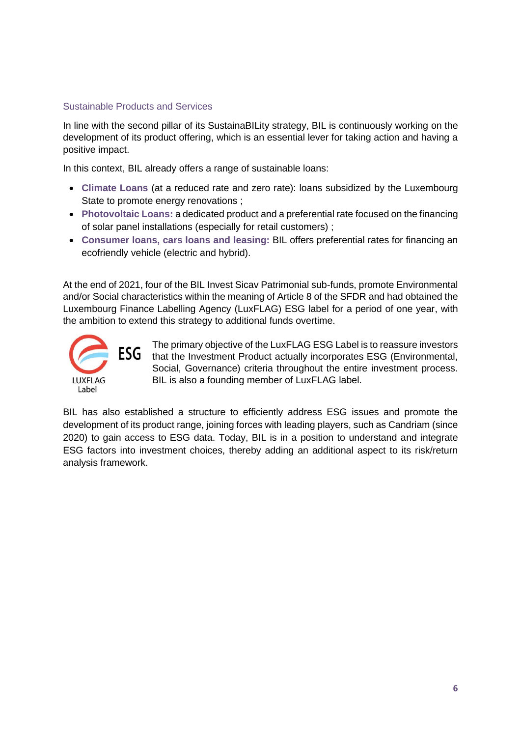## Sustainable Products and Services

In line with the second pillar of its SustainaBILity strategy, BIL is continuously working on the development of its product offering, which is an essential lever for taking action and having a positive impact.

In this context, BIL already offers a range of sustainable loans:

- **Climate Loans** (at a reduced rate and zero rate): loans subsidized by the Luxembourg State to promote energy renovations ;
- **Photovoltaic Loans:** a dedicated product and a preferential rate focused on the financing of solar panel installations (especially for retail customers) ;
- **Consumer loans, cars loans and leasing:** BIL offers preferential rates for financing an ecofriendly vehicle (electric and hybrid).

At the end of 2021, four of the BIL Invest Sicav Patrimonial sub-funds, promote Environmental and/or Social characteristics within the meaning of Article 8 of the SFDR and had obtained the Luxembourg Finance Labelling Agency (LuxFLAG) ESG label for a period of one year, with the ambition to extend this strategy to additional funds overtime.

ESG
LUXFLAG Label

The primary objective of the LuxFLAG ESG Label is to reassure investors that the Investment Product actually incorporates ESG (Environmental, Social, Governance) criteria throughout the entire investment process. BIL is also a founding member of LuxFLAG label.

BIL has also established a structure to efficiently address ESG issues and promote the development of its product range, joining forces with leading players, such as Candriam (since 2020) to gain access to ESG data. Today, BIL is in a position to understand and integrate ESG factors into investment choices, thereby adding an additional aspect to its risk/return analysis framework.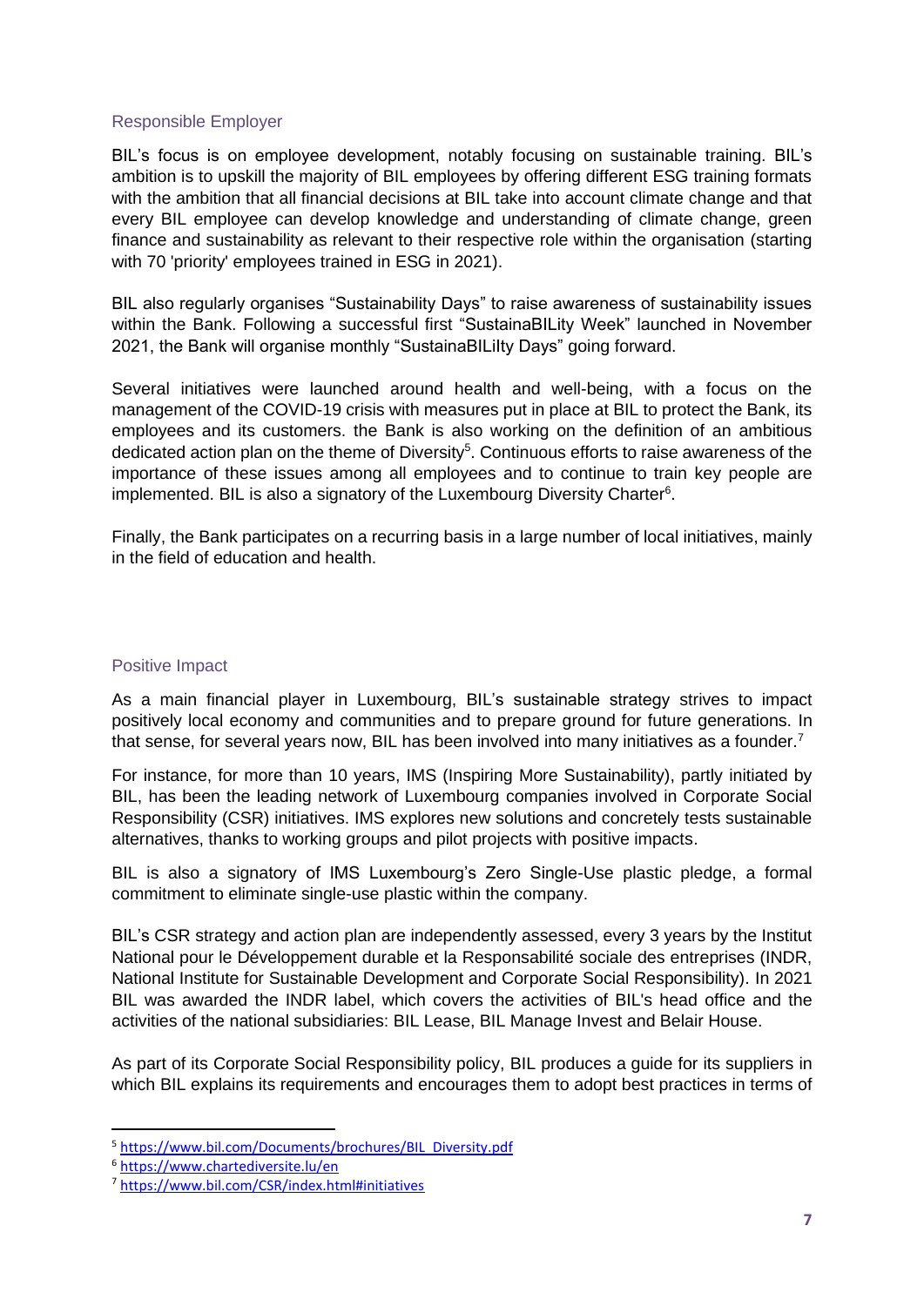### Responsible Employer

BIL's focus is on employee development, notably focusing on sustainable training. BIL's ambition is to upskill the majority of BIL employees by offering different ESG training formats with the ambition that all financial decisions at BIL take into account climate change and that every BIL employee can develop knowledge and understanding of climate change, green finance and sustainability as relevant to their respective role within the organisation (starting with 70 'priority' employees trained in ESG in 2021).

BIL also regularly organises "Sustainability Days" to raise awareness of sustainability issues within the Bank. Following a successful first "SustainaBILity Week" launched in November 2021, the Bank will organise monthly "SustainaBILIlty Days" going forward.

Several initiatives were launched around health and well-being, with a focus on the management of the COVID-19 crisis with measures put in place at BIL to protect the Bank, its employees and its customers. the Bank is also working on the definition of an ambitious dedicated action plan on the theme of Diversity[5]. Continuous efforts to raise awareness of the importance of these issues among all employees and to continue to train key people are implemented. BIL is also a signatory of the Luxembourg Diversity Charter[6].

Finally, the Bank participates on a recurring basis in a large number of local initiatives, mainly in the field of education and health.

### Positive Impact

As a main financial player in Luxembourg, BIL's sustainable strategy strives to impact positively local economy and communities and to prepare ground for future generations. In that sense, for several years now, BIL has been involved into many initiatives as a founder.[7]

For instance, for more than 10 years, IMS (Inspiring More Sustainability), partly initiated by BIL, has been the leading network of Luxembourg companies involved in Corporate Social Responsibility (CSR) initiatives. IMS explores new solutions and concretely tests sustainable alternatives, thanks to working groups and pilot projects with positive impacts.

BIL is also a signatory of IMS Luxembourg's Zero Single-Use plastic pledge, a formal commitment to eliminate single-use plastic within the company.

BIL's CSR strategy and action plan are independently assessed, every 3 years by the Institut National pour le Développement durable et la Responsabilité sociale des entreprises (INDR, National Institute for Sustainable Development and Corporate Social Responsibility). In 2021 BIL was awarded the INDR label, which covers the activities of BIL's head office and the activities of the national subsidiaries: BIL Lease, BIL Manage Invest and Belair House.

As part of its Corporate Social Responsibility policy, BIL produces a guide for its suppliers in which BIL explains its requirements and encourages them to adopt best practices in terms of

---

[5] https://www.bil.com/Documents/brochures/BIL_Diversity.pdf

[6] https://www.chartediversite.lu/en

[7] https://www.bil.com/CSR/index.html#initiatives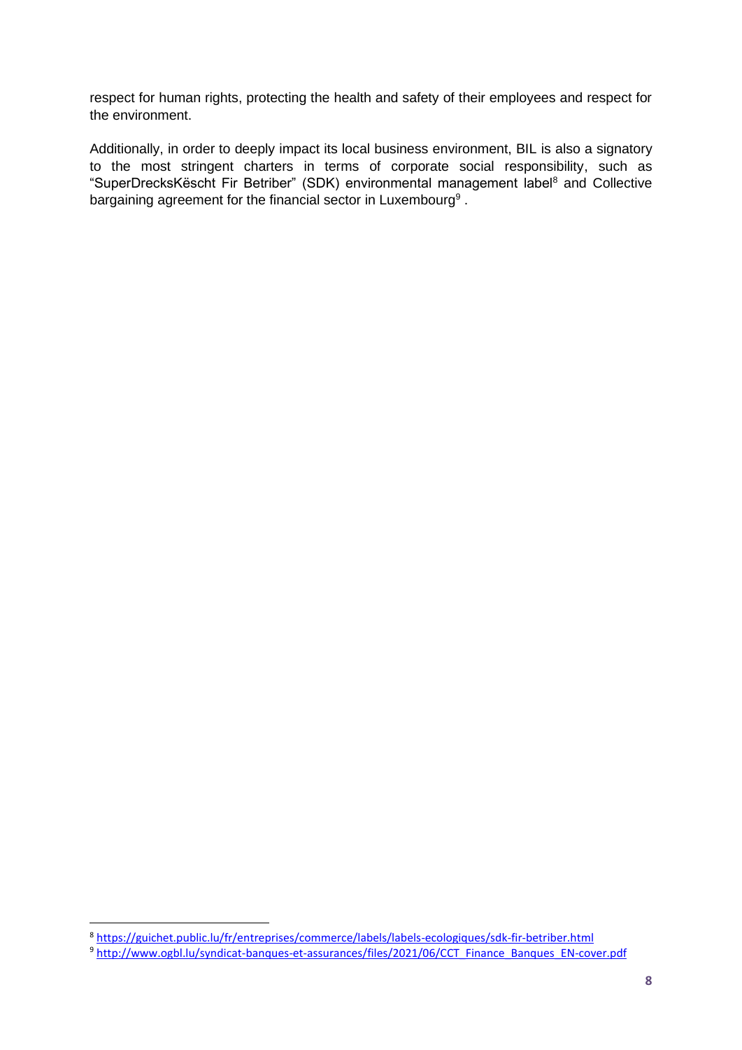respect for human rights, protecting the health and safety of their employees and respect for the environment.

Additionally, in order to deeply impact its local business environment, BIL is also a signatory to the most stringent charters in terms of corporate social responsibility, such as "SuperDrecksKëscht Fir Betriber" (SDK) environmental management label[8] and Collective bargaining agreement for the financial sector in Luxembourg[9] .

---

[8] https://guichet.public.lu/fr/entreprises/commerce/labels/labels-ecologiques/sdk-fir-betriber.html

[9] http://www.ogbl.lu/syndicat-banques-et-assurances/files/2021/06/CCT_Finance_Banques_EN-cover.pdf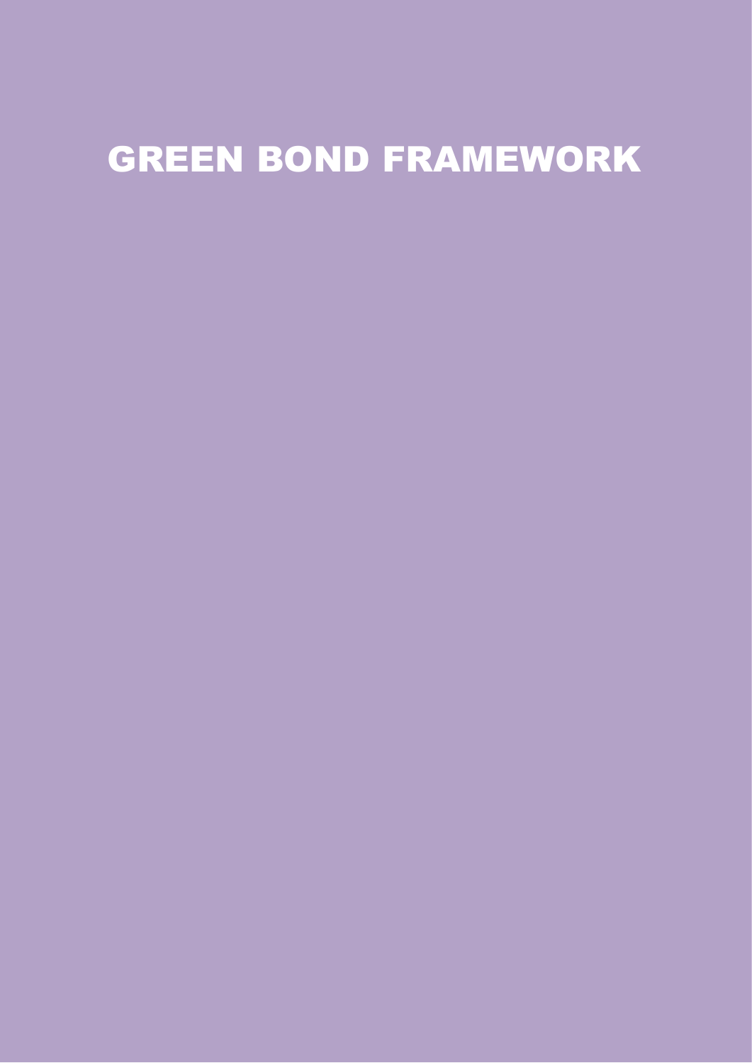# GREEN BOND FRAMEWORK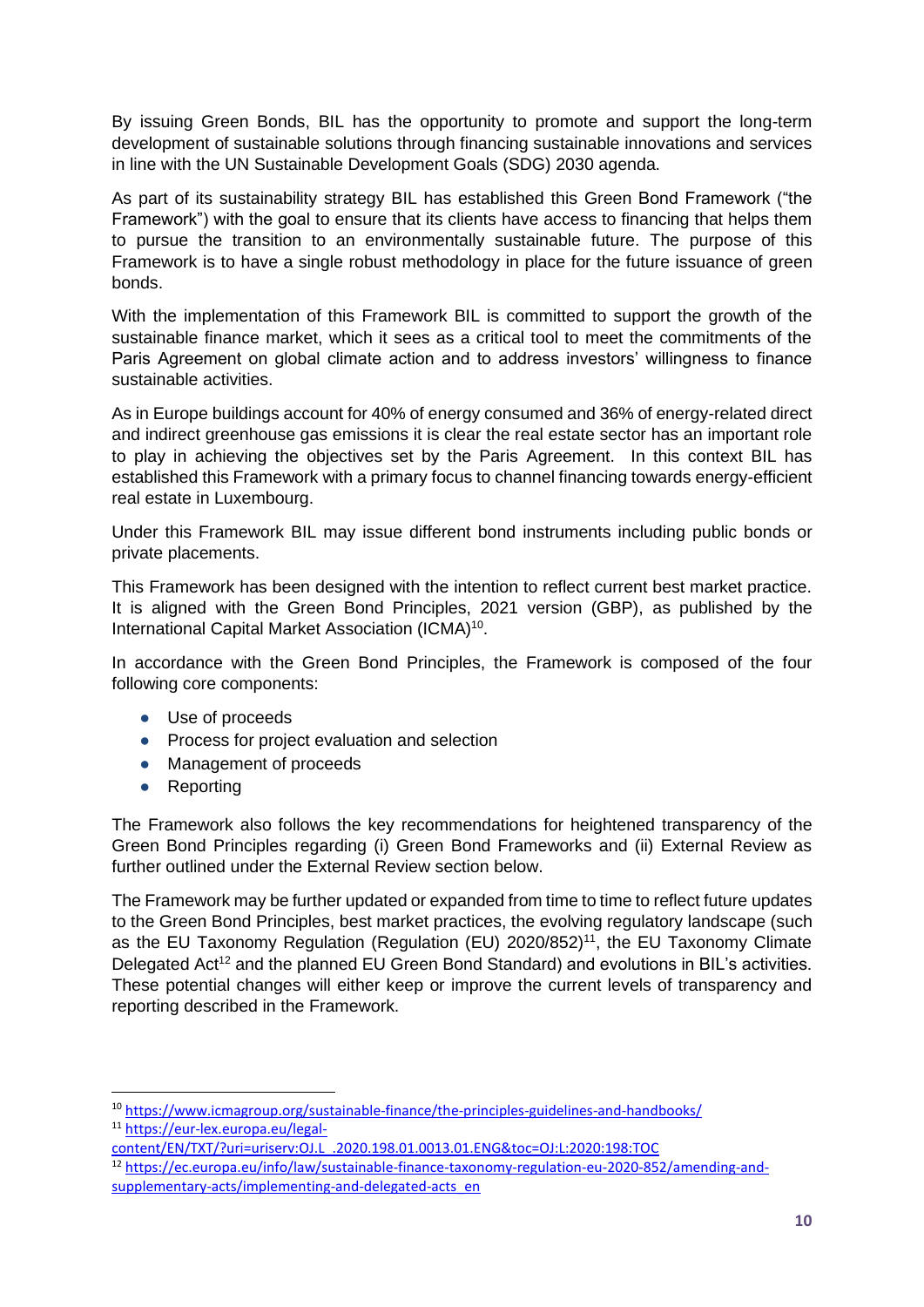By issuing Green Bonds, BIL has the opportunity to promote and support the long-term development of sustainable solutions through financing sustainable innovations and services in line with the UN Sustainable Development Goals (SDG) 2030 agenda.

As part of its sustainability strategy BIL has established this Green Bond Framework ("the Framework") with the goal to ensure that its clients have access to financing that helps them to pursue the transition to an environmentally sustainable future. The purpose of this Framework is to have a single robust methodology in place for the future issuance of green bonds.

With the implementation of this Framework BIL is committed to support the growth of the sustainable finance market, which it sees as a critical tool to meet the commitments of the Paris Agreement on global climate action and to address investors' willingness to finance sustainable activities.

As in Europe buildings account for 40% of energy consumed and 36% of energy-related direct and indirect greenhouse gas emissions it is clear the real estate sector has an important role to play in achieving the objectives set by the Paris Agreement. In this context BIL has established this Framework with a primary focus to channel financing towards energy-efficient real estate in Luxembourg.

Under this Framework BIL may issue different bond instruments including public bonds or private placements.

This Framework has been designed with the intention to reflect current best market practice. It is aligned with the Green Bond Principles, 2021 version (GBP), as published by the International Capital Market Association (ICMA)[10].

In accordance with the Green Bond Principles, the Framework is composed of the four following core components:

- Use of proceeds
- Process for project evaluation and selection
- Management of proceeds
- Reporting

The Framework also follows the key recommendations for heightened transparency of the Green Bond Principles regarding (i) Green Bond Frameworks and (ii) External Review as further outlined under the External Review section below.

The Framework may be further updated or expanded from time to time to reflect future updates to the Green Bond Principles, best market practices, the evolving regulatory landscape (such as the EU Taxonomy Regulation (Regulation (EU) 2020/852)[11], the EU Taxonomy Climate Delegated Act[12] and the planned EU Green Bond Standard) and evolutions in BIL's activities. These potential changes will either keep or improve the current levels of transparency and reporting described in the Framework.

---

[10] https://www.icmagroup.org/sustainable-finance/the-principles-guidelines-and-handbooks/

[11] https://eur-lex.europa.eu/legal-content/EN/TXT/?uri=uriserv:OJ.L_.2020.198.01.0013.01.ENG&toc=OJ:L:2020:198:TOC

[12] https://ec.europa.eu/info/law/sustainable-finance-taxonomy-regulation-eu-2020-852/amending-and-supplementary-acts/implementing-and-delegated-acts_en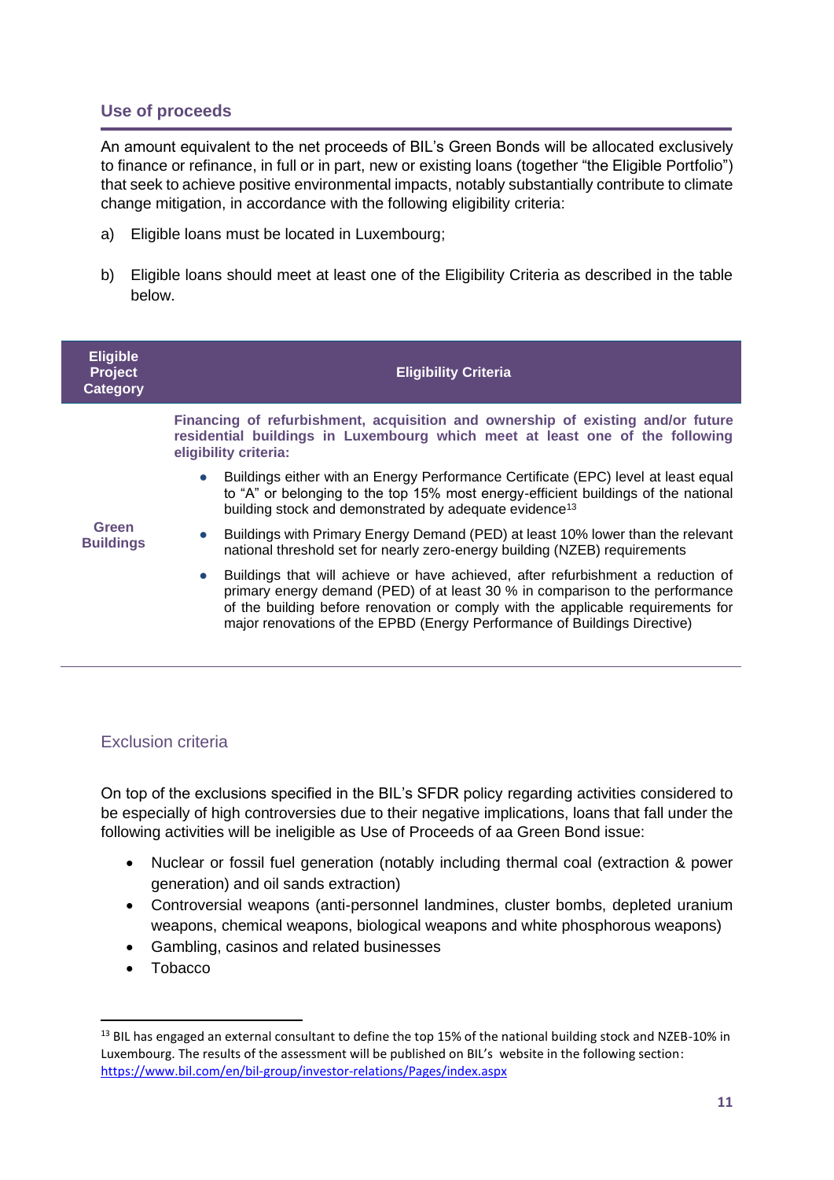## Use of proceeds

An amount equivalent to the net proceeds of BIL's Green Bonds will be allocated exclusively to finance or refinance, in full or in part, new or existing loans (together "the Eligible Portfolio") that seek to achieve positive environmental impacts, notably substantially contribute to climate change mitigation, in accordance with the following eligibility criteria:

a) Eligible loans must be located in Luxembourg;

b) Eligible loans should meet at least one of the Eligibility Criteria as described in the table below.

| Eligible Project Category | Eligibility Criteria |
| --- | --- |
| **Green Buildings** | **Financing of refurbishment, acquisition and ownership of existing and/or future residential buildings in Luxembourg which meet at least one of the following eligibility criteria:**<br>• Buildings either with an Energy Performance Certificate (EPC) level at least equal to "A" or belonging to the top 15% most energy-efficient buildings of the national building stock and demonstrated by adequate evidence[13]<br>• Buildings with Primary Energy Demand (PED) at least 10% lower than the relevant national threshold set for nearly zero-energy building (NZEB) requirements<br>• Buildings that will achieve or have achieved, after refurbishment a reduction of primary energy demand (PED) of at least 30 % in comparison to the performance of the building before renovation or comply with the applicable requirements for major renovations of the EPBD (Energy Performance of Buildings Directive) |

### Exclusion criteria

On top of the exclusions specified in the BIL's SFDR policy regarding activities considered to be especially of high controversies due to their negative implications, loans that fall under the following activities will be ineligible as Use of Proceeds of aa Green Bond issue:

- Nuclear or fossil fuel generation (notably including thermal coal (extraction & power generation) and oil sands extraction)
- Controversial weapons (anti-personnel landmines, cluster bombs, depleted uranium weapons, chemical weapons, biological weapons and white phosphorous weapons)
- Gambling, casinos and related businesses
- Tobacco

---

[13] BIL has engaged an external consultant to define the top 15% of the national building stock and NZEB-10% in Luxembourg. The results of the assessment will be published on BIL's website in the following section: https://www.bil.com/en/bil-group/investor-relations/Pages/index.aspx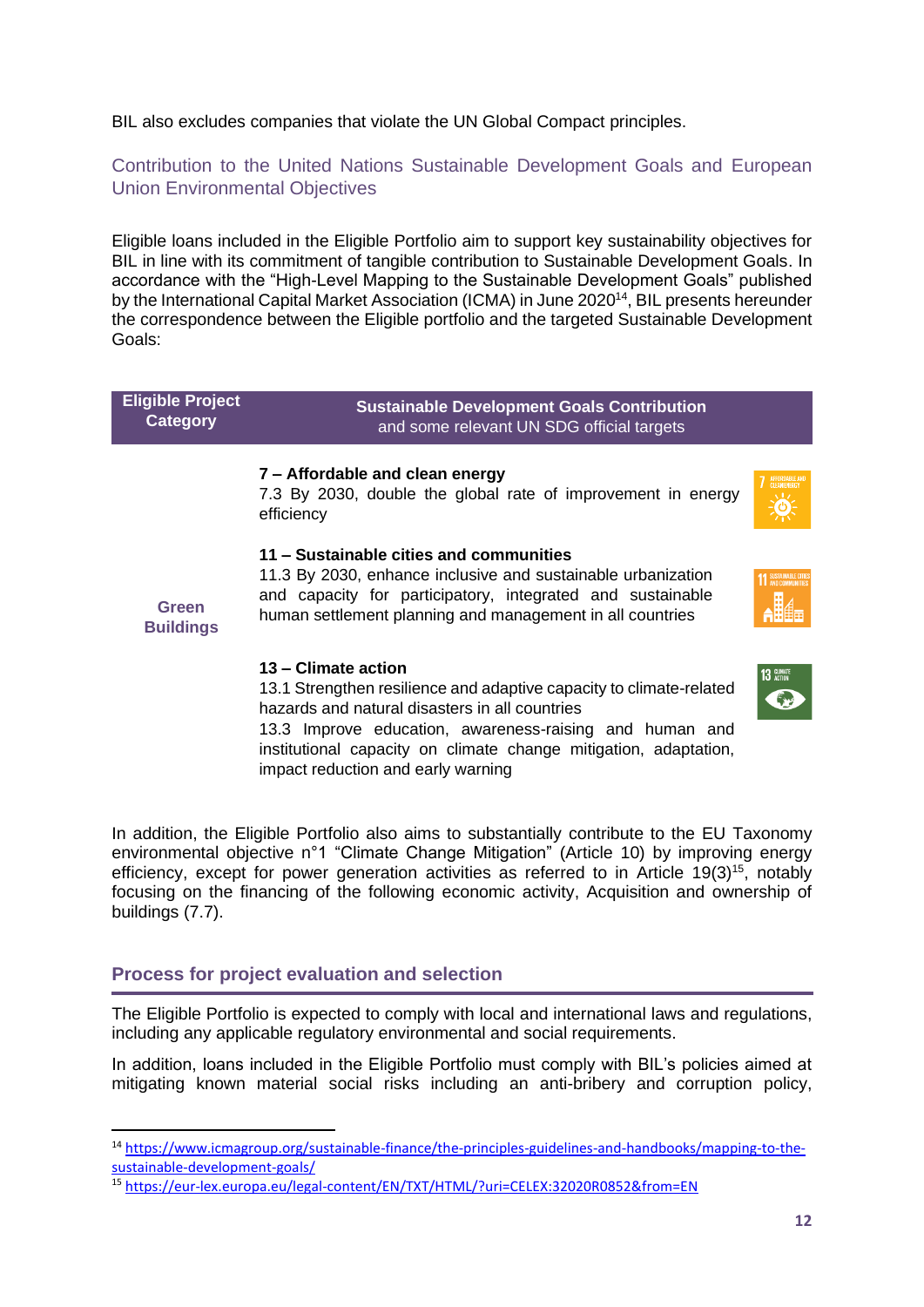BIL also excludes companies that violate the UN Global Compact principles.

### Contribution to the United Nations Sustainable Development Goals and European Union Environmental Objectives

Eligible loans included in the Eligible Portfolio aim to support key sustainability objectives for BIL in line with its commitment of tangible contribution to Sustainable Development Goals. In accordance with the "High-Level Mapping to the Sustainable Development Goals" published by the International Capital Market Association (ICMA) in June 2020[14], BIL presents hereunder the correspondence between the Eligible portfolio and the targeted Sustainable Development Goals:

| Eligible Project Category | Sustainable Development Goals Contribution and some relevant UN SDG official targets |
|---|---|
| **Green Buildings** | **7 – Affordable and clean energy**<br>7.3 By 2030, double the global rate of improvement in energy efficiency<br><br>**11 – Sustainable cities and communities**<br>11.3 By 2030, enhance inclusive and sustainable urbanization and capacity for participatory, integrated and sustainable human settlement planning and management in all countries<br><br>**13 – Climate action**<br>13.1 Strengthen resilience and adaptive capacity to climate-related hazards and natural disasters in all countries<br>13.3 Improve education, awareness-raising and human and institutional capacity on climate change mitigation, adaptation, impact reduction and early warning |

In addition, the Eligible Portfolio also aims to substantially contribute to the EU Taxonomy environmental objective n°1 "Climate Change Mitigation" (Article 10) by improving energy efficiency, except for power generation activities as referred to in Article 19(3)[15], notably focusing on the financing of the following economic activity, Acquisition and ownership of buildings (7.7).

## Process for project evaluation and selection

The Eligible Portfolio is expected to comply with local and international laws and regulations, including any applicable regulatory environmental and social requirements.

In addition, loans included in the Eligible Portfolio must comply with BIL's policies aimed at mitigating known material social risks including an anti-bribery and corruption policy,

---

[14] https://www.icmagroup.org/sustainable-finance/the-principles-guidelines-and-handbooks/mapping-to-the-sustainable-development-goals/

[15] https://eur-lex.europa.eu/legal-content/EN/TXT/HTML/?uri=CELEX:32020R0852&from=EN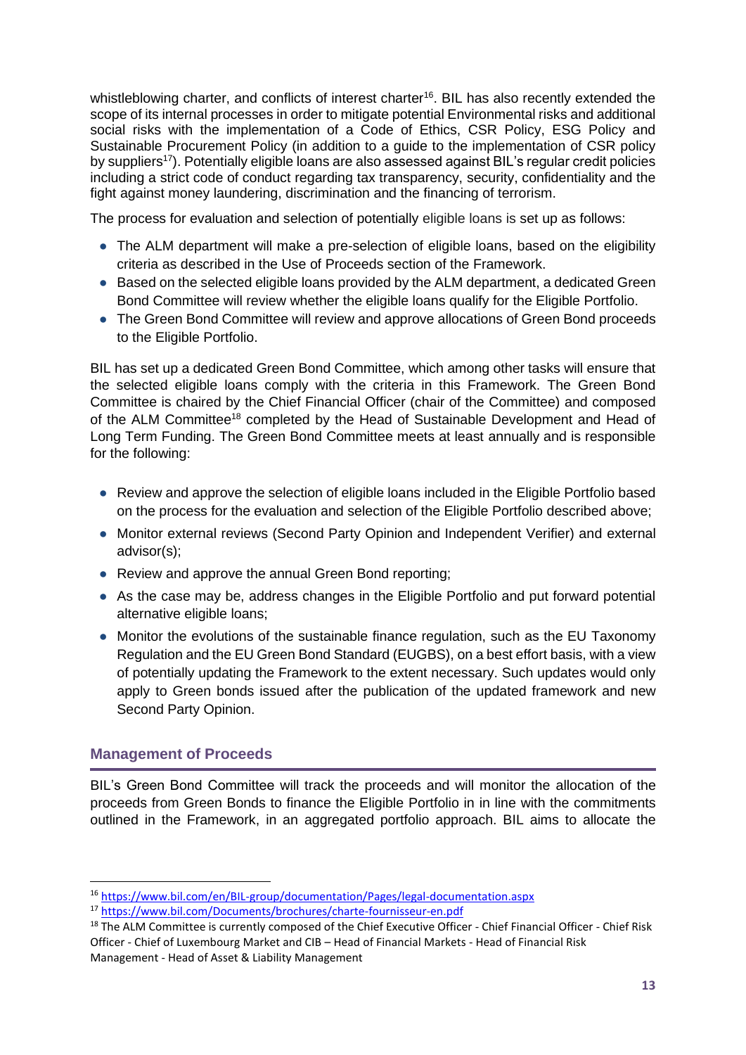whistleblowing charter, and conflicts of interest charter[16]. BIL has also recently extended the scope of its internal processes in order to mitigate potential Environmental risks and additional social risks with the implementation of a Code of Ethics, CSR Policy, ESG Policy and Sustainable Procurement Policy (in addition to a guide to the implementation of CSR policy by suppliers[17]). Potentially eligible loans are also assessed against BIL's regular credit policies including a strict code of conduct regarding tax transparency, security, confidentiality and the fight against money laundering, discrimination and the financing of terrorism.

The process for evaluation and selection of potentially eligible loans is set up as follows:

- The ALM department will make a pre-selection of eligible loans, based on the eligibility criteria as described in the Use of Proceeds section of the Framework.
- Based on the selected eligible loans provided by the ALM department, a dedicated Green Bond Committee will review whether the eligible loans qualify for the Eligible Portfolio.
- The Green Bond Committee will review and approve allocations of Green Bond proceeds to the Eligible Portfolio.

BIL has set up a dedicated Green Bond Committee, which among other tasks will ensure that the selected eligible loans comply with the criteria in this Framework. The Green Bond Committee is chaired by the Chief Financial Officer (chair of the Committee) and composed of the ALM Committee[18] completed by the Head of Sustainable Development and Head of Long Term Funding. The Green Bond Committee meets at least annually and is responsible for the following:

- Review and approve the selection of eligible loans included in the Eligible Portfolio based on the process for the evaluation and selection of the Eligible Portfolio described above;
- Monitor external reviews (Second Party Opinion and Independent Verifier) and external advisor(s);
- Review and approve the annual Green Bond reporting;
- As the case may be, address changes in the Eligible Portfolio and put forward potential alternative eligible loans;
- Monitor the evolutions of the sustainable finance regulation, such as the EU Taxonomy Regulation and the EU Green Bond Standard (EUGBS), on a best effort basis, with a view of potentially updating the Framework to the extent necessary. Such updates would only apply to Green bonds issued after the publication of the updated framework and new Second Party Opinion.

## Management of Proceeds

BIL's Green Bond Committee will track the proceeds and will monitor the allocation of the proceeds from Green Bonds to finance the Eligible Portfolio in in line with the commitments outlined in the Framework, in an aggregated portfolio approach. BIL aims to allocate the

---

[16] https://www.bil.com/en/BIL-group/documentation/Pages/legal-documentation.aspx

[17] https://www.bil.com/Documents/brochures/charte-fournisseur-en.pdf

[18] The ALM Committee is currently composed of the Chief Executive Officer - Chief Financial Officer - Chief Risk Officer - Chief of Luxembourg Market and CIB – Head of Financial Markets - Head of Financial Risk Management - Head of Asset & Liability Management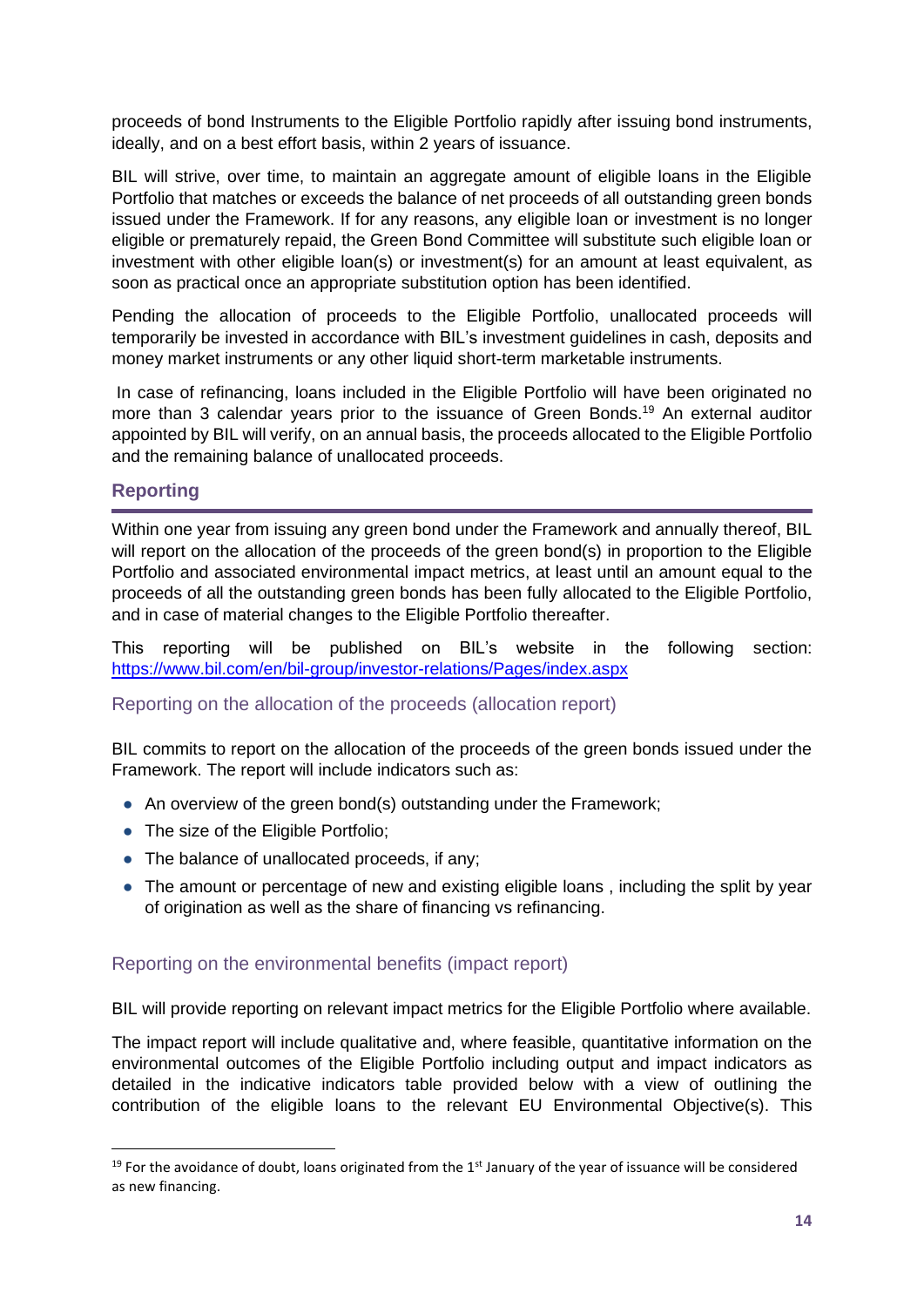proceeds of bond Instruments to the Eligible Portfolio rapidly after issuing bond instruments, ideally, and on a best effort basis, within 2 years of issuance.

BIL will strive, over time, to maintain an aggregate amount of eligible loans in the Eligible Portfolio that matches or exceeds the balance of net proceeds of all outstanding green bonds issued under the Framework. If for any reasons, any eligible loan or investment is no longer eligible or prematurely repaid, the Green Bond Committee will substitute such eligible loan or investment with other eligible loan(s) or investment(s) for an amount at least equivalent, as soon as practical once an appropriate substitution option has been identified.

Pending the allocation of proceeds to the Eligible Portfolio, unallocated proceeds will temporarily be invested in accordance with BIL's investment guidelines in cash, deposits and money market instruments or any other liquid short-term marketable instruments.

In case of refinancing, loans included in the Eligible Portfolio will have been originated no more than 3 calendar years prior to the issuance of Green Bonds.[19] An external auditor appointed by BIL will verify, on an annual basis, the proceeds allocated to the Eligible Portfolio and the remaining balance of unallocated proceeds.

## Reporting

Within one year from issuing any green bond under the Framework and annually thereof, BIL will report on the allocation of the proceeds of the green bond(s) in proportion to the Eligible Portfolio and associated environmental impact metrics, at least until an amount equal to the proceeds of all the outstanding green bonds has been fully allocated to the Eligible Portfolio, and in case of material changes to the Eligible Portfolio thereafter.

This reporting will be published on BIL's website in the following section: https://www.bil.com/en/bil-group/investor-relations/Pages/index.aspx

### Reporting on the allocation of the proceeds (allocation report)

BIL commits to report on the allocation of the proceeds of the green bonds issued under the Framework. The report will include indicators such as:

- An overview of the green bond(s) outstanding under the Framework;
- The size of the Eligible Portfolio;
- The balance of unallocated proceeds, if any;
- The amount or percentage of new and existing eligible loans , including the split by year of origination as well as the share of financing vs refinancing.

### Reporting on the environmental benefits (impact report)

BIL will provide reporting on relevant impact metrics for the Eligible Portfolio where available.

The impact report will include qualitative and, where feasible, quantitative information on the environmental outcomes of the Eligible Portfolio including output and impact indicators as detailed in the indicative indicators table provided below with a view of outlining the contribution of the eligible loans to the relevant EU Environmental Objective(s). This

[19] For the avoidance of doubt, loans originated from the 1st January of the year of issuance will be considered as new financing.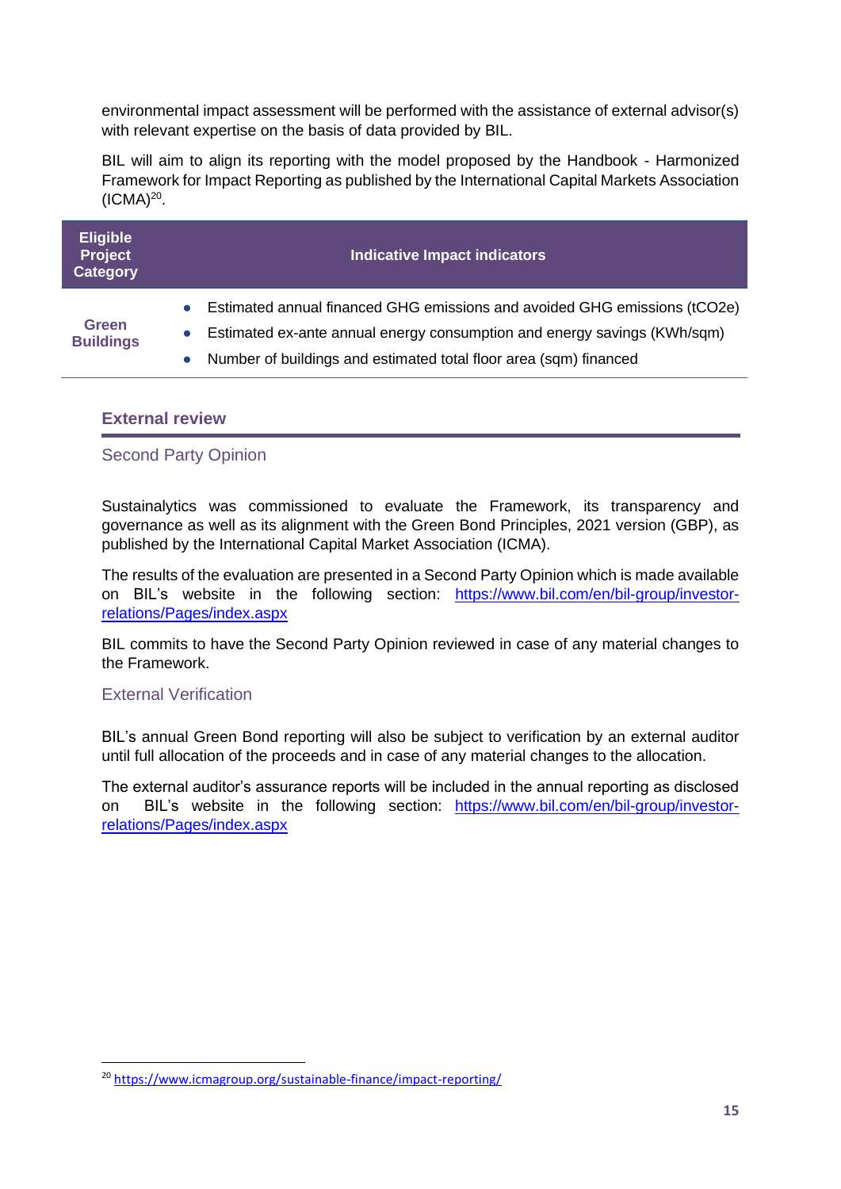environmental impact assessment will be performed with the assistance of external advisor(s) with relevant expertise on the basis of data provided by BIL.

BIL will aim to align its reporting with the model proposed by the Handbook - Harmonized Framework for Impact Reporting as published by the International Capital Markets Association (ICMA)[20].

| Eligible Project Category | Indicative Impact indicators |
|---|---|
| Green Buildings | • Estimated annual financed GHG emissions and avoided GHG emissions (tCO2e)<br>• Estimated ex-ante annual energy consumption and energy savings (KWh/sqm)<br>• Number of buildings and estimated total floor area (sqm) financed |

## External review

### Second Party Opinion

Sustainalytics was commissioned to evaluate the Framework, its transparency and governance as well as its alignment with the Green Bond Principles, 2021 version (GBP), as published by the International Capital Market Association (ICMA).

The results of the evaluation are presented in a Second Party Opinion which is made available on BIL's website in the following section: https://www.bil.com/en/bil-group/investor-relations/Pages/index.aspx

BIL commits to have the Second Party Opinion reviewed in case of any material changes to the Framework.

### External Verification

BIL's annual Green Bond reporting will also be subject to verification by an external auditor until full allocation of the proceeds and in case of any material changes to the allocation.

The external auditor's assurance reports will be included in the annual reporting as disclosed on BIL's website in the following section: https://www.bil.com/en/bil-group/investor-relations/Pages/index.aspx

[20] https://www.icmagroup.org/sustainable-finance/impact-reporting/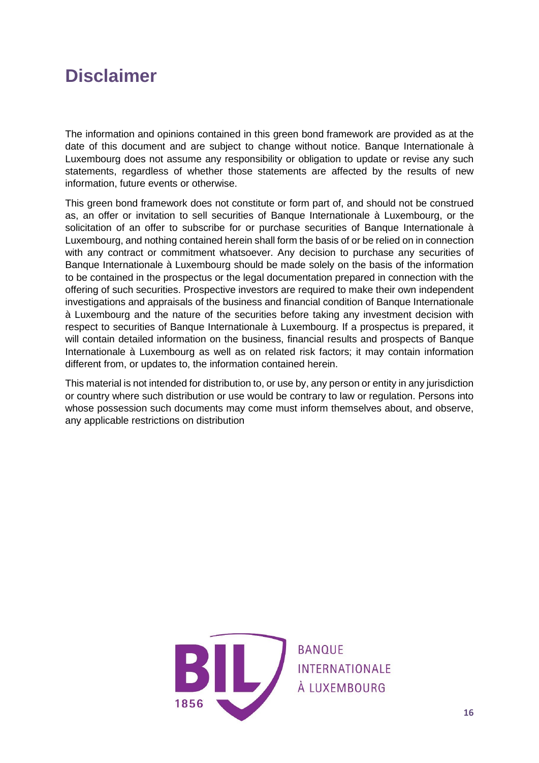# Disclaimer

The information and opinions contained in this green bond framework are provided as at the date of this document and are subject to change without notice. Banque Internationale à Luxembourg does not assume any responsibility or obligation to update or revise any such statements, regardless of whether those statements are affected by the results of new information, future events or otherwise.

This green bond framework does not constitute or form part of, and should not be construed as, an offer or invitation to sell securities of Banque Internationale à Luxembourg, or the solicitation of an offer to subscribe for or purchase securities of Banque Internationale à Luxembourg, and nothing contained herein shall form the basis of or be relied on in connection with any contract or commitment whatsoever. Any decision to purchase any securities of Banque Internationale à Luxembourg should be made solely on the basis of the information to be contained in the prospectus or the legal documentation prepared in connection with the offering of such securities. Prospective investors are required to make their own independent investigations and appraisals of the business and financial condition of Banque Internationale à Luxembourg and the nature of the securities before taking any investment decision with respect to securities of Banque Internationale à Luxembourg. If a prospectus is prepared, it will contain detailed information on the business, financial results and prospects of Banque Internationale à Luxembourg as well as on related risk factors; it may contain information different from, or updates to, the information contained herein.

This material is not intended for distribution to, or use by, any person or entity in any jurisdiction or country where such distribution or use would be contrary to law or regulation. Persons into whose possession such documents may come must inform themselves about, and observe, any applicable restrictions on distribution

BIL 1856

BANQUE
INTERNATIONALE
À LUXEMBOURG